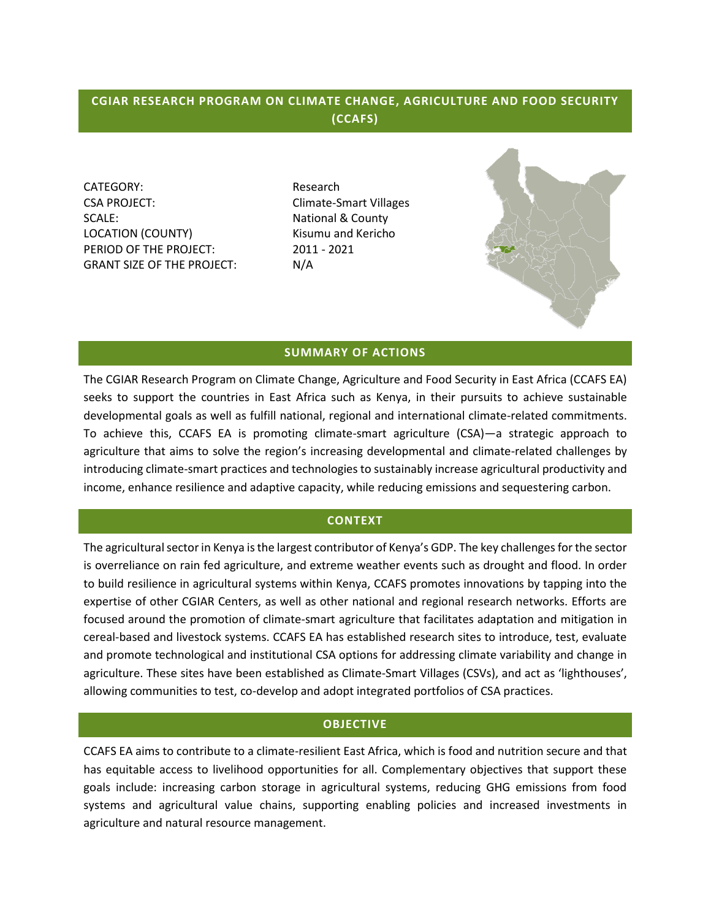# CGIAR RESEARCH PROGRAM ON CLIMATE CHANGE, AGRICULTURE AND FOOD SECURITY (CCAFS)

| | |
|---|---|
| CATEGORY: | Research |
| CSA PROJECT: | Climate-Smart Villages |
| SCALE: | National & County |
| LOCATION (COUNTY) | Kisumu and Kericho |
| PERIOD OF THE PROJECT: | 2011 - 2021 |
| GRANT SIZE OF THE PROJECT: | N/A |

## SUMMARY OF ACTIONS

The CGIAR Research Program on Climate Change, Agriculture and Food Security in East Africa (CCAFS EA) seeks to support the countries in East Africa such as Kenya, in their pursuits to achieve sustainable developmental goals as well as fulfill national, regional and international climate-related commitments. To achieve this, CCAFS EA is promoting climate-smart agriculture (CSA)—a strategic approach to agriculture that aims to solve the region's increasing developmental and climate-related challenges by introducing climate-smart practices and technologies to sustainably increase agricultural productivity and income, enhance resilience and adaptive capacity, while reducing emissions and sequestering carbon.

## CONTEXT

The agricultural sector in Kenya is the largest contributor of Kenya's GDP. The key challenges for the sector is overreliance on rain fed agriculture, and extreme weather events such as drought and flood. In order to build resilience in agricultural systems within Kenya, CCAFS promotes innovations by tapping into the expertise of other CGIAR Centers, as well as other national and regional research networks. Efforts are focused around the promotion of climate-smart agriculture that facilitates adaptation and mitigation in cereal-based and livestock systems. CCAFS EA has established research sites to introduce, test, evaluate and promote technological and institutional CSA options for addressing climate variability and change in agriculture. These sites have been established as Climate-Smart Villages (CSVs), and act as 'lighthouses', allowing communities to test, co-develop and adopt integrated portfolios of CSA practices.

## OBJECTIVE

CCAFS EA aims to contribute to a climate-resilient East Africa, which is food and nutrition secure and that has equitable access to livelihood opportunities for all. Complementary objectives that support these goals include: increasing carbon storage in agricultural systems, reducing GHG emissions from food systems and agricultural value chains, supporting enabling policies and increased investments in agriculture and natural resource management.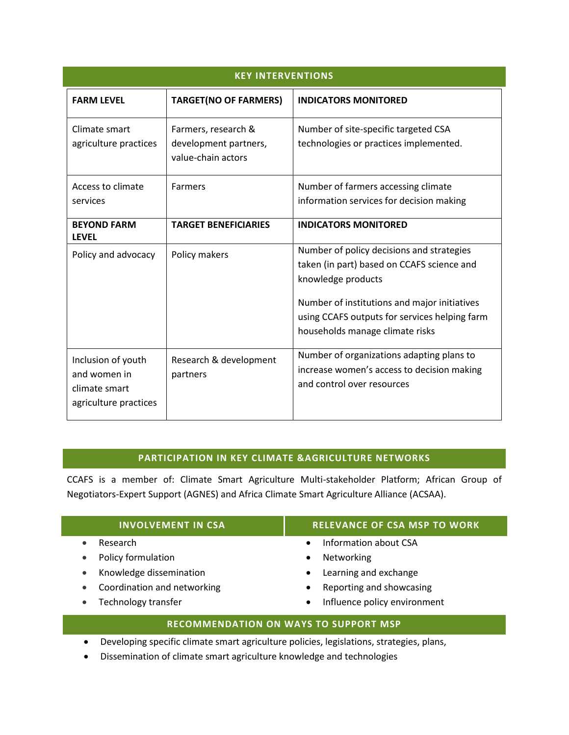## KEY INTERVENTIONS

| FARM LEVEL | TARGET(NO OF FARMERS) | INDICATORS MONITORED |
|---|---|---|
| Climate smart agriculture practices | Farmers, research & development partners, value-chain actors | Number of site-specific targeted CSA technologies or practices implemented. |
| Access to climate services | Farmers | Number of farmers accessing climate information services for decision making |
| **BEYOND FARM LEVEL** | **TARGET BENEFICIARIES** | **INDICATORS MONITORED** |
| Policy and advocacy | Policy makers | Number of policy decisions and strategies taken (in part) based on CCAFS science and knowledge products<br><br>Number of institutions and major initiatives using CCAFS outputs for services helping farm households manage climate risks |
| Inclusion of youth and women in climate smart agriculture practices | Research & development partners | Number of organizations adapting plans to increase women's access to decision making and control over resources |

## PARTICIPATION IN KEY CLIMATE &AGRICULTURE NETWORKS

CCAFS is a member of: Climate Smart Agriculture Multi-stakeholder Platform; African Group of Negotiators-Expert Support (AGNES) and Africa Climate Smart Agriculture Alliance (ACSAA).

## INVOLVEMENT IN CSA

- Research
- Policy formulation
- Knowledge dissemination
- Coordination and networking
- Technology transfer

## RELEVANCE OF CSA MSP TO WORK

- Information about CSA
- Networking
- Learning and exchange
- Reporting and showcasing
- Influence policy environment

## RECOMMENDATION ON WAYS TO SUPPORT MSP

- Developing specific climate smart agriculture policies, legislations, strategies, plans,
- Dissemination of climate smart agriculture knowledge and technologies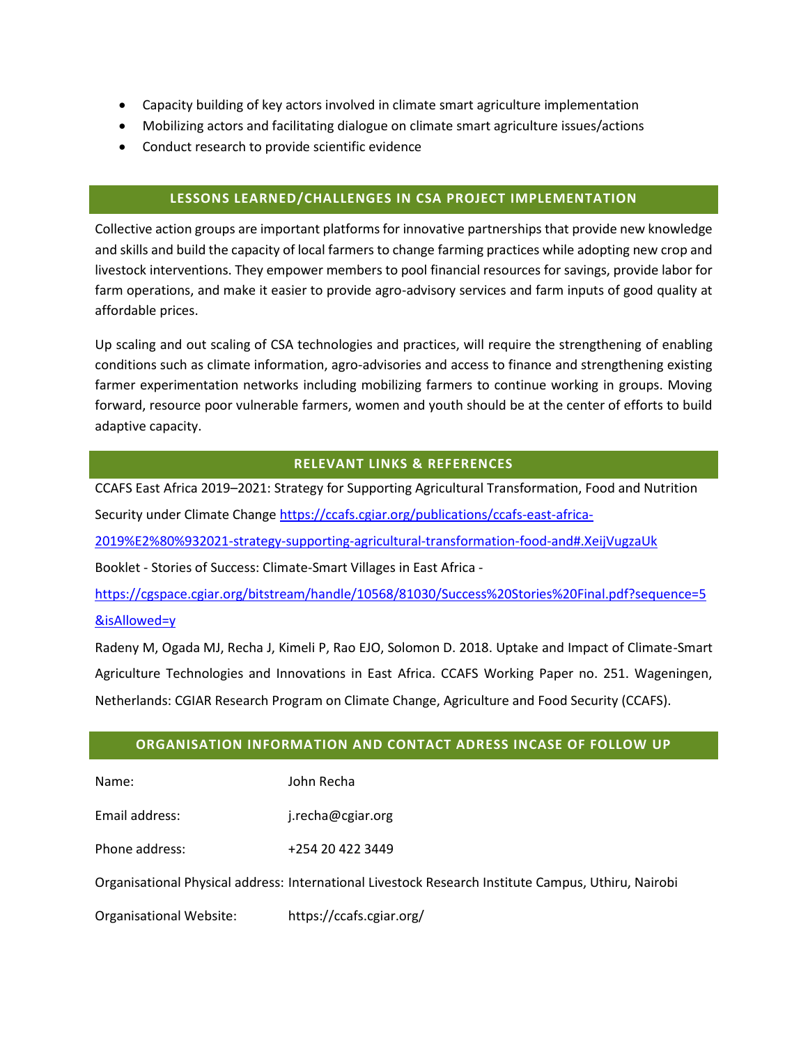- Capacity building of key actors involved in climate smart agriculture implementation
- Mobilizing actors and facilitating dialogue on climate smart agriculture issues/actions
- Conduct research to provide scientific evidence

## LESSONS LEARNED/CHALLENGES IN CSA PROJECT IMPLEMENTATION

Collective action groups are important platforms for innovative partnerships that provide new knowledge and skills and build the capacity of local farmers to change farming practices while adopting new crop and livestock interventions. They empower members to pool financial resources for savings, provide labor for farm operations, and make it easier to provide agro-advisory services and farm inputs of good quality at affordable prices.

Up scaling and out scaling of CSA technologies and practices, will require the strengthening of enabling conditions such as climate information, agro-advisories and access to finance and strengthening existing farmer experimentation networks including mobilizing farmers to continue working in groups. Moving forward, resource poor vulnerable farmers, women and youth should be at the center of efforts to build adaptive capacity.

## RELEVANT LINKS & REFERENCES

CCAFS East Africa 2019–2021: Strategy for Supporting Agricultural Transformation, Food and Nutrition Security under Climate Change https://ccafs.cgiar.org/publications/ccafs-east-africa-2019%E2%80%932021-strategy-supporting-agricultural-transformation-food-and#.XeijVugzaUk

Booklet - Stories of Success: Climate-Smart Villages in East Africa - https://cgspace.cgiar.org/bitstream/handle/10568/81030/Success%20Stories%20Final.pdf?sequence=5&isAllowed=y

Radeny M, Ogada MJ, Recha J, Kimeli P, Rao EJO, Solomon D. 2018. Uptake and Impact of Climate-Smart Agriculture Technologies and Innovations in East Africa. CCAFS Working Paper no. 251. Wageningen, Netherlands: CGIAR Research Program on Climate Change, Agriculture and Food Security (CCAFS).

## ORGANISATION INFORMATION AND CONTACT ADRESS INCASE OF FOLLOW UP

| | |
|---|---|
| Name: | John Recha |
| Email address: | j.recha@cgiar.org |
| Phone address: | +254 20 422 3449 |
| Organisational Physical address: | International Livestock Research Institute Campus, Uthiru, Nairobi |
| Organisational Website: | https://ccafs.cgiar.org/ |